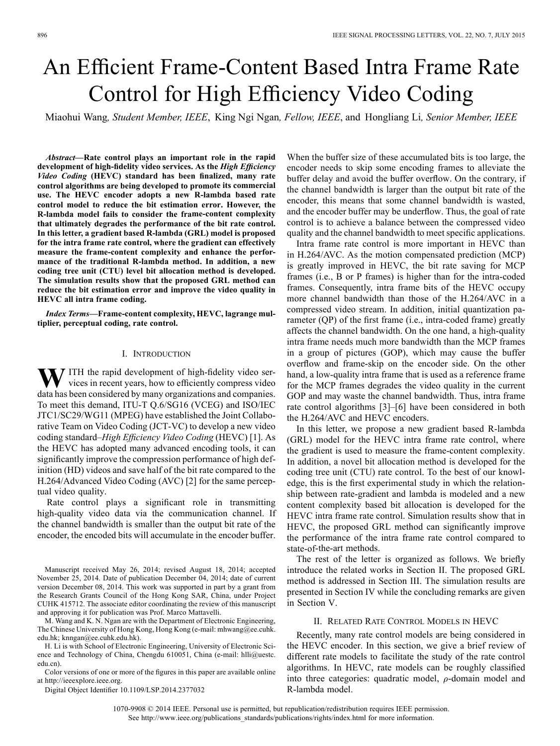# An Efficient Frame-Content Based Intra Frame Rate Control for High Efficiency Video Coding

Miaohui Wang, *Student Member, IEEE*, King Ngi Ngan, *Fellow, IEEE*, and Hongliang Li, *Senior Member, IEEE*

***Abstract*—Rate control plays an important role in the rapid development of high-fidelity video services. As the *High Efficiency Video Coding* (HEVC) standard has been finalized, many rate control algorithms are being developed to promote its commercial use. The HEVC encoder adopts a new R-lambda based rate control model to reduce the bit estimation error. However, the R-lambda model fails to consider the frame-content complexity that ultimately degrades the performance of the bit rate control. In this letter, a gradient based R-lambda (GRL) model is proposed for the intra frame rate control, where the gradient can effectively measure the frame-content complexity and enhance the performance of the traditional R-lambda method. In addition, a new coding tree unit (CTU) level bit allocation method is developed. The simulation results show that the proposed GRL method can reduce the bit estimation error and improve the video quality in HEVC all intra frame coding.**

***Index Terms*—Frame-content complexity, HEVC, lagrange multiplier, perceptual coding, rate control.**

## I. Introduction

With the rapid development of high-fidelity video services in recent years, how to efficiently compress video data has been considered by many organizations and companies. To meet this demand, ITU-T Q.6/SG16 (VCEG) and ISO/IEC JTC1/SC29/WG11 (MPEG) have established the Joint Collaborative Team on Video Coding (JCT-VC) to develop a new video coding standard–*High Efficiency Video Coding* (HEVC) [1]. As the HEVC has adopted many advanced encoding tools, it can significantly improve the compression performance of high definition (HD) videos and save half of the bit rate compared to the H.264/Advanced Video Coding (AVC) [2] for the same perceptual video quality.

Rate control plays a significant role in transmitting high-quality video data via the communication channel. If the channel bandwidth is smaller than the output bit rate of the encoder, the encoded bits will accumulate in the encoder buffer. When the buffer size of these accumulated bits is too large, the encoder needs to skip some encoding frames to alleviate the buffer delay and avoid the buffer overflow. On the contrary, if the channel bandwidth is larger than the output bit rate of the encoder, this means that some channel bandwidth is wasted, and the encoder buffer may be underflow. Thus, the goal of rate control is to achieve a balance between the compressed video quality and the channel bandwidth to meet specific applications.

Intra frame rate control is more important in HEVC than in H.264/AVC. As the motion compensated prediction (MCP) is greatly improved in HEVC, the bit rate saving for MCP frames (i.e., B or P frames) is higher than for the intra-coded frames. Consequently, intra frame bits of the HEVC occupy more channel bandwidth than those of the H.264/AVC in a compressed video stream. In addition, initial quantization parameter (QP) of the first frame (i.e., intra-coded frame) greatly affects the channel bandwidth. On the one hand, a high-quality intra frame needs much more bandwidth than the MCP frames in a group of pictures (GOP), which may cause the buffer overflow and frame-skip on the encoder side. On the other hand, a low-quality intra frame that is used as a reference frame for the MCP frames degrades the video quality in the current GOP and may waste the channel bandwidth. Thus, intra frame rate control algorithms [3]–[6] have been considered in both the H.264/AVC and HEVC encoders.

In this letter, we propose a new gradient based R-lambda (GRL) model for the HEVC intra frame rate control, where the gradient is used to measure the frame-content complexity. In addition, a novel bit allocation method is developed for the coding tree unit (CTU) rate control. To the best of our knowledge, this is the first experimental study in which the relationship between rate-gradient and lambda is modeled and a new content complexity based bit allocation is developed for the HEVC intra frame rate control. Simulation results show that in HEVC, the proposed GRL method can significantly improve the performance of the intra frame rate control compared to state-of-the-art methods.

The rest of the letter is organized as follows. We briefly introduce the related works in Section II. The proposed GRL method is addressed in Section III. The simulation results are presented in Section IV while the concluding remarks are given in Section V.

## II. Related Rate Control Models in HEVC

Recently, many rate control models are being considered in the HEVC encoder. In this section, we give a brief review of different rate models to facilitate the study of the rate control algorithms. In HEVC, rate models can be roughly classified into three categories: quadratic model, $\rho$-domain model and R-lambda model.

Manuscript received May 26, 2014; revised August 18, 2014; accepted November 25, 2014. Date of publication December 04, 2014; date of current version December 08, 2014. This work was supported in part by a grant from the Research Grants Council of the Hong Kong SAR, China, under Project CUHK 415712. The associate editor coordinating the review of this manuscript and approving it for publication was Prof. Marco Mattavelli.

M. Wang and K. N. Ngan are with the Department of Electronic Engineering, The Chinese University of Hong Kong, Hong Kong (e-mail: mhwang@ee.cuhk.edu.hk; knngan@ee.cuhk.edu.hk).

H. Li is with School of Electronic Engineering, University of Electronic Science and Technology of China, Chengdu 610051, China (e-mail: hlli@uestc.edu.cn).

Color versions of one or more of the figures in this paper are available online at http://ieeexplore.ieee.org.

Digital Object Identifier 10.1109/LSP.2014.2377032

1070-9908 © 2014 IEEE. Personal use is permitted, but republication/redistribution requires IEEE permission. See http://www.ieee.org/publications_standards/publications/rights/index.html for more information.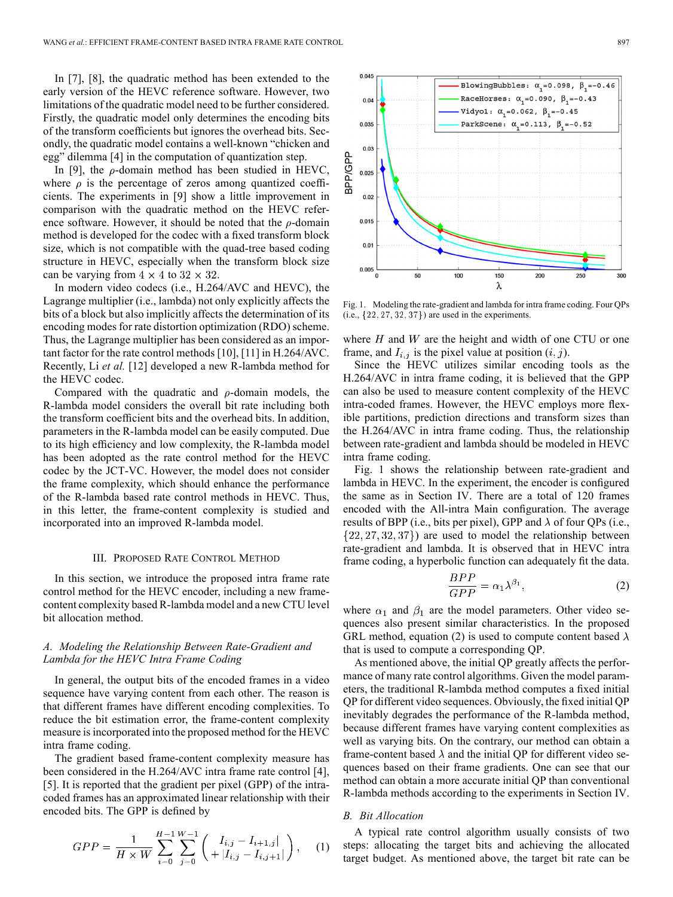In [7], [8], the quadratic method has been extended to the early version of the HEVC reference software. However, two limitations of the quadratic model need to be further considered. Firstly, the quadratic model only determines the encoding bits of the transform coefficients but ignores the overhead bits. Secondly, the quadratic model contains a well-known "chicken and egg" dilemma [4] in the computation of quantization step.

In [9], the $\rho$-domain method has been studied in HEVC, where $\rho$ is the percentage of zeros among quantized coefficients. The experiments in [9] show a little improvement in comparison with the quadratic method on the HEVC reference software. However, it should be noted that the $\rho$-domain method is developed for the codec with a fixed transform block size, which is not compatible with the quad-tree based coding structure in HEVC, especially when the transform block size can be varying from $4 \times 4$ to $32 \times 32$.

In modern video codecs (i.e., H.264/AVC and HEVC), the Lagrange multiplier (i.e., lambda) not only explicitly affects the bits of a block but also implicitly affects the determination of its encoding modes for rate distortion optimization (RDO) scheme. Thus, the Lagrange multiplier has been considered as an important factor for the rate control methods [10], [11] in H.264/AVC. Recently, Li *et al.* [12] developed a new R-lambda method for the HEVC codec.

Compared with the quadratic and $\rho$-domain models, the R-lambda model considers the overall bit rate including both the transform coefficient bits and the overhead bits. In addition, parameters in the R-lambda model can be easily computed. Due to its high efficiency and low complexity, the R-lambda model has been adopted as the rate control method for the HEVC codec by the JCT-VC. However, the model does not consider the frame complexity, which should enhance the performance of the R-lambda based rate control methods in HEVC. Thus, in this letter, the frame-content complexity is studied and incorporated into an improved R-lambda model.

## III. Proposed Rate Control Method

In this section, we introduce the proposed intra frame rate control method for the HEVC encoder, including a new frame-content complexity based R-lambda model and a new CTU level bit allocation method.

### A. Modeling the Relationship Between Rate-Gradient and Lambda for the HEVC Intra Frame Coding

In general, the output bits of the encoded frames in a video sequence have varying content from each other. The reason is that different frames have different encoding complexities. To reduce the bit estimation error, the frame-content complexity measure is incorporated into the proposed method for the HEVC intra frame coding.

The gradient based frame-content complexity measure has been considered in the H.264/AVC intra frame rate control [4], [5]. It is reported that the gradient per pixel (GPP) of the intra-coded frames has an approximated linear relationship with their encoded bits. The GPP is defined by

$$GPP = \frac{1}{H \times W} \sum_{i=0}^{H-1} \sum_{j=0}^{W-1} \left( \begin{array}{c} |I_{i,j} - I_{i+1,j}| \\ + |I_{i,j} - I_{i,j+1}| \end{array} \right), \tag{1}$$

Fig. 1. Modeling the rate-gradient and lambda for intra frame coding. Four QPs (i.e., $\{22, 27, 32, 37\}$) are used in the experiments.

where $H$ and $W$ are the height and width of one CTU or one frame, and $I_{i,j}$ is the pixel value at position $(i, j)$.

Since the HEVC utilizes similar encoding tools as the H.264/AVC in intra frame coding, it is believed that the GPP can also be used to measure content complexity of the HEVC intra-coded frames. However, the HEVC employs more flexible partitions, prediction directions and transform sizes than the H.264/AVC in intra frame coding. Thus, the relationship between rate-gradient and lambda should be modeled in HEVC intra frame coding.

Fig. 1 shows the relationship between rate-gradient and lambda in HEVC. In the experiment, the encoder is configured the same as in Section IV. There are a total of 120 frames encoded with the All-intra Main configuration. The average results of BPP (i.e., bits per pixel), GPP and $\lambda$ of four QPs (i.e., $\{22, 27, 32, 37\}$) are used to model the relationship between rate-gradient and lambda. It is observed that in HEVC intra frame coding, a hyperbolic function can adequately fit the data.

$$\frac{BPP}{GPP} = \alpha_1 \lambda^{\beta_1}, \tag{2}$$

where $\alpha_1$ and $\beta_1$ are the model parameters. Other video sequences also present similar characteristics. In the proposed GRL method, equation (2) is used to compute content based $\lambda$ that is used to compute a corresponding QP.

As mentioned above, the initial QP greatly affects the performance of many rate control algorithms. Given the model parameters, the traditional R-lambda method computes a fixed initial QP for different video sequences. Obviously, the fixed initial QP inevitably degrades the performance of the R-lambda method, because different frames have varying content complexities as well as varying bits. On the contrary, our method can obtain a frame-content based $\lambda$ and the initial QP for different video sequences based on their frame gradients. One can see that our method can obtain a more accurate initial QP than conventional R-lambda methods according to the experiments in Section IV.

### B. Bit Allocation

A typical rate control algorithm usually consists of two steps: allocating the target bits and achieving the allocated target budget. As mentioned above, the target bit rate can be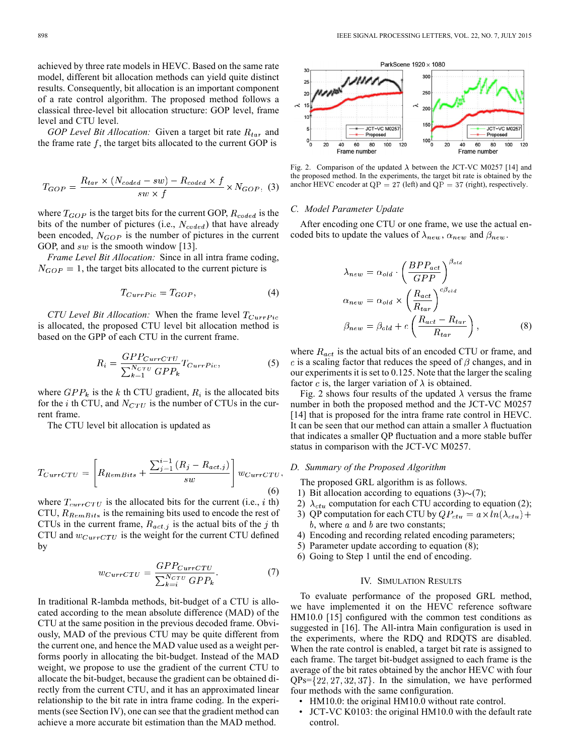achieved by three rate models in HEVC. Based on the same rate model, different bit allocation methods can yield quite distinct results. Consequently, bit allocation is an important component of a rate control algorithm. The proposed method follows a classical three-level bit allocation structure: GOP level, frame level and CTU level.

*GOP Level Bit Allocation:* Given a target bit rate $R_{tar}$ and the frame rate $f$, the target bits allocated to the current GOP is

$$T_{GOP} = \frac{R_{tar} \times (N_{coded} - sw) - R_{coded} \times f}{sw \times f} \times N_{GOP}, \quad (3)$$

where $T_{GOP}$ is the target bits for the current GOP, $R_{coded}$ is the bits of the number of pictures (i.e., $N_{coded}$) that have already been encoded, $N_{GOP}$ is the number of pictures in the current GOP, and $sw$ is the smooth window [13].

*Frame Level Bit Allocation:* Since in all intra frame coding, $N_{GOP} = 1$, the target bits allocated to the current picture is

$$T_{CurrPic} = T_{GOP}, \quad (4)$$

*CTU Level Bit Allocation:* When the frame level $T_{CurrPic}$ is allocated, the proposed CTU level bit allocation method is based on the GPP of each CTU in the current frame.

$$R_i = \frac{GPP_{CurrCTU}}{\sum_{k-1}^{N_{CTU}} GPP_k} T_{CurrPic}, \quad (5)$$

where $GPP_k$ is the $k$ th CTU gradient, $R_i$ is the allocated bits for the $i$ th CTU, and $N_{CTU}$ is the number of CTUs in the current frame.

The CTU level bit allocation is updated as

$$T_{CurrCTU} = \left[ R_{RemBits} + \frac{\sum_{j=1}^{i-1} (R_j - R_{act,j})}{sw} \right] w_{CurrCTU}, \quad (6)$$

where $T_{currCTU}$ is the allocated bits for the current (i.e., $i$ th) CTU, $R_{RemBits}$ is the remaining bits used to encode the rest of CTUs in the current frame, $R_{act,j}$ is the actual bits of the $j$ th CTU and $w_{CurrCTU}$ is the weight for the current CTU defined by

$$w_{CurrCTU} = \frac{GPP_{CurrCTU}}{\sum_{k=i}^{N_{CTU}} GPP_k}. \quad (7)$$

In traditional R-lambda methods, bit-budget of a CTU is allocated according to the mean absolute difference (MAD) of the CTU at the same position in the previous decoded frame. Obviously, MAD of the previous CTU may be quite different from the current one, and hence the MAD value used as a weight performs poorly in allocating the bit-budget. Instead of the MAD weight, we propose to use the gradient of the current CTU to allocate the bit-budget, because the gradient can be obtained directly from the current CTU, and it has an approximated linear relationship to the bit rate in intra frame coding. In the experiments (see Section IV), one can see that the gradient method can achieve a more accurate bit estimation than the MAD method.

Fig. 2. Comparison of the updated $\lambda$ between the JCT-VC M0257 [14] and the proposed method. In the experiments, the target bit rate is obtained by the anchor HEVC encoder at QP = 27 (left) and QP = 37 (right), respectively.

### C. Model Parameter Update

After encoding one CTU or one frame, we use the actual encoded bits to update the values of $\lambda_{new}$, $\alpha_{new}$ and $\beta_{new}$.

$$\lambda_{new} = \alpha_{old} \cdot \left( \frac{BPP_{act}}{GPP} \right)^{\beta_{old}}$$
$$\alpha_{new} = \alpha_{old} \times \left( \frac{R_{act}}{R_{tar}} \right)^{c\beta_{old}}$$
$$\beta_{new} = \beta_{old} + c \left( \frac{R_{act} - R_{tar}}{R_{tar}} \right), \quad (8)$$

where $R_{act}$ is the actual bits of an encoded CTU or frame, and $c$ is a scaling factor that reduces the speed of $\beta$ changes, and in our experiments it is set to 0.125. Note that the larger the scaling factor $c$ is, the larger variation of $\lambda$ is obtained.

Fig. 2 shows four results of the updated $\lambda$ versus the frame number in both the proposed method and the JCT-VC M0257 [14] that is proposed for the intra frame rate control in HEVC. It can be seen that our method can attain a smaller $\lambda$ fluctuation that indicates a smaller QP fluctuation and a more stable buffer status in comparison with the JCT-VC M0257.

### D. Summary of the Proposed Algorithm

The proposed GRL algorithm is as follows.

1) Bit allocation according to equations (3)~(7);
2) $\lambda_{ctu}$ computation for each CTU according to equation (2);
3) QP computation for each CTU by $QP_{ctu} = a \times ln(\lambda_{ctu}) + b$, where $a$ and $b$ are two constants;
4) Encoding and recording related encoding parameters;
5) Parameter update according to equation (8);
6) Going to Step 1 until the end of encoding.

## IV. Simulation Results

To evaluate performance of the proposed GRL method, we have implemented it on the HEVC reference software HM10.0 [15] configured with the common test conditions as suggested in [16]. The All-intra Main configuration is used in the experiments, where the RDQ and RDQTS are disabled. When the rate control is enabled, a target bit rate is assigned to each frame. The target bit-budget assigned to each frame is the average of the bit rates obtained by the anchor HEVC with four QPs={22, 27, 32, 37}. In the simulation, we have performed four methods with the same configuration.

- HM10.0: the original HM10.0 without rate control.
- JCT-VC K0103: the original HM10.0 with the default rate control.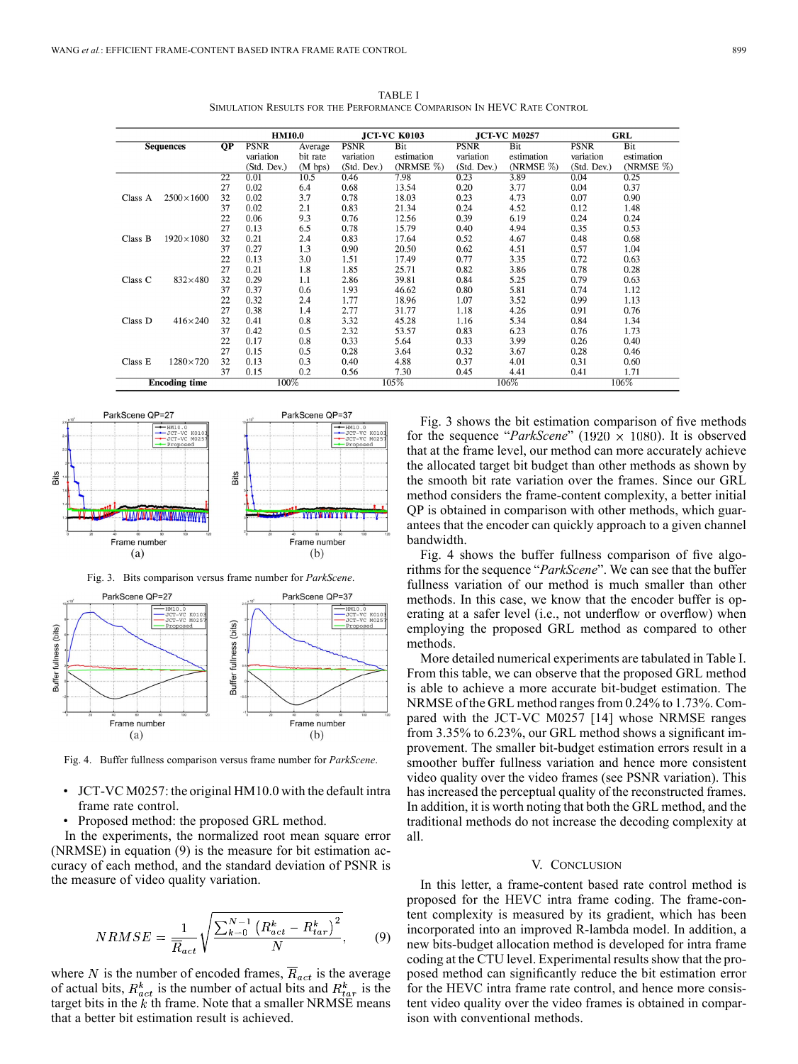TABLE I
SIMULATION RESULTS FOR THE PERFORMANCE COMPARISON IN HEVC RATE CONTROL

| Sequences | | QP | HM10.0 | | JCT-VC K0103 | | JCT-VC M0257 | | GRL | |
|---|---|---|---|---|---|---|---|---|---|---|
| | | | PSNR variation (Std. Dev.) | Average bit rate (M bps) | PSNR variation (Std. Dev.) | Bit estimation (NRMSE %) | PSNR variation (Std. Dev.) | Bit estimation (NRMSE %) | PSNR variation (Std. Dev.) | Bit estimation (NRMSE %) |
| Class A | 2500×1600 | 22 | 0.01 | 10.5 | 0.46 | 7.98 | 0.23 | 3.89 | 0.04 | 0.25 |
| | | 27 | 0.02 | 6.4 | 0.68 | 13.54 | 0.20 | 3.77 | 0.04 | 0.37 |
| | | 32 | 0.02 | 3.7 | 0.78 | 18.03 | 0.23 | 4.73 | 0.07 | 0.90 |
| | | 37 | 0.02 | 2.1 | 0.83 | 21.34 | 0.24 | 4.52 | 0.12 | 1.48 |
| Class B | 1920×1080 | 22 | 0.06 | 9.3 | 0.76 | 12.56 | 0.39 | 6.19 | 0.24 | 0.24 |
| | | 27 | 0.13 | 6.5 | 0.78 | 15.79 | 0.40 | 4.94 | 0.35 | 0.53 |
| | | 32 | 0.21 | 2.4 | 0.83 | 17.64 | 0.52 | 4.67 | 0.48 | 0.68 |
| | | 37 | 0.27 | 1.3 | 0.90 | 20.50 | 0.62 | 4.51 | 0.57 | 1.04 |
| Class C | 832×480 | 22 | 0.13 | 3.0 | 1.51 | 17.49 | 0.77 | 3.35 | 0.72 | 0.63 |
| | | 27 | 0.21 | 1.8 | 1.85 | 25.71 | 0.82 | 3.86 | 0.78 | 0.28 |
| | | 32 | 0.29 | 1.1 | 2.86 | 39.81 | 0.84 | 5.25 | 0.79 | 0.63 |
| | | 37 | 0.37 | 0.6 | 1.93 | 46.62 | 0.80 | 5.81 | 0.74 | 1.12 |
| Class D | 416×240 | 22 | 0.32 | 2.4 | 1.77 | 18.96 | 1.07 | 3.52 | 0.99 | 1.13 |
| | | 27 | 0.38 | 1.4 | 2.77 | 31.77 | 1.18 | 4.26 | 0.91 | 0.76 |
| | | 32 | 0.41 | 0.8 | 3.32 | 45.28 | 1.16 | 5.34 | 0.84 | 1.34 |
| | | 37 | 0.42 | 0.5 | 2.32 | 53.57 | 0.83 | 6.23 | 0.76 | 1.73 |
| Class E | 1280×720 | 22 | 0.17 | 0.8 | 0.33 | 5.64 | 0.33 | 3.99 | 0.26 | 0.40 |
| | | 27 | 0.15 | 0.5 | 0.28 | 3.64 | 0.32 | 3.67 | 0.28 | 0.46 |
| | | 32 | 0.13 | 0.3 | 0.40 | 4.88 | 0.37 | 4.01 | 0.31 | 0.60 |
| | | 37 | 0.15 | 0.2 | 0.56 | 7.30 | 0.45 | 4.41 | 0.41 | 1.71 |
| **Encoding time** | | | 100% | | 105% | | 106% | | 106% | |

Fig. 3. Bits comparison versus frame number for *ParkScene*.

Fig. 4. Buffer fullness comparison versus frame number for *ParkScene*.

- JCT-VC M0257: the original HM10.0 with the default intra frame rate control.
- Proposed method: the proposed GRL method.

In the experiments, the normalized root mean square error (NRMSE) in equation (9) is the measure for bit estimation accuracy of each method, and the standard deviation of PSNR is the measure of video quality variation.

$$NRMSE = \frac{1}{\overline{R}_{act}}\sqrt{\frac{\sum_{k=0}^{N-1}\left(R_{act}^{k} - R_{tar}^{k}\right)^2}{N}}, \tag{9}$$

where $N$ is the number of encoded frames, $\overline{R}_{act}$ is the average of actual bits, $R_{act}^{k}$ is the number of actual bits and $R_{tar}^{k}$ is the target bits in the $k$ th frame. Note that a smaller NRMSE means that a better bit estimation result is achieved.

Fig. 3 shows the bit estimation comparison of five methods for the sequence "*ParkScene*" ($1920 \times 1080$). It is observed that at the frame level, our method can more accurately achieve the allocated target bit budget than other methods as shown by the smooth bit rate variation over the frames. Since our GRL method considers the frame-content complexity, a better initial QP is obtained in comparison with other methods, which guarantees that the encoder can quickly approach to a given channel bandwidth.

Fig. 4 shows the buffer fullness comparison of five algorithms for the sequence "*ParkScene*". We can see that the buffer fullness variation of our method is much smaller than other methods. In this case, we know that the encoder buffer is operating at a safer level (i.e., not underflow or overflow) when employing the proposed GRL method as compared to other methods.

More detailed numerical experiments are tabulated in Table I. From this table, we can observe that the proposed GRL method is able to achieve a more accurate bit-budget estimation. The NRMSE of the GRL method ranges from 0.24% to 1.73%. Compared with the JCT-VC M0257 [14] whose NRMSE ranges from 3.35% to 6.23%, our GRL method shows a significant improvement. The smaller bit-budget estimation errors result in a smoother buffer fullness variation and hence more consistent video quality over the video frames (see PSNR variation). This has increased the perceptual quality of the reconstructed frames. In addition, it is worth noting that both the GRL method, and the traditional methods do not increase the decoding complexity at all.

## V. CONCLUSION

In this letter, a frame-content based rate control method is proposed for the HEVC intra frame coding. The frame-content complexity is measured by its gradient, which has been incorporated into an improved R-lambda model. In addition, a new bits-budget allocation method is developed for intra frame coding at the CTU level. Experimental results show that the proposed method can significantly reduce the bit estimation error for the HEVC intra frame rate control, and hence more consistent video quality over the video frames is obtained in comparison with conventional methods.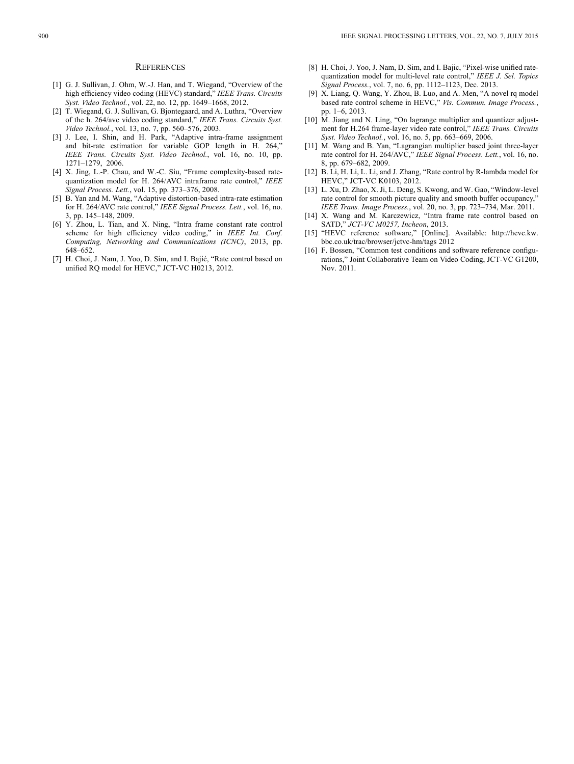## References

[1] G. J. Sullivan, J. Ohm, W.-J. Han, and T. Wiegand, "Overview of the high efficiency video coding (HEVC) standard," *IEEE Trans. Circuits Syst. Video Technol.*, vol. 22, no. 12, pp. 1649–1668, 2012.

[2] T. Wiegand, G. J. Sullivan, G. Bjontegaard, and A. Luthra, "Overview of the h. 264/avc video coding standard," *IEEE Trans. Circuits Syst. Video Technol.*, vol. 13, no. 7, pp. 560–576, 2003.

[3] J. Lee, I. Shin, and H. Park, "Adaptive intra-frame assignment and bit-rate estimation for variable GOP length in H. 264," *IEEE Trans. Circuits Syst. Video Technol.*, vol. 16, no. 10, pp. 1271–1279, 2006.

[4] X. Jing, L.-P. Chau, and W.-C. Siu, "Frame complexity-based rate-quantization model for H. 264/AVC intraframe rate control," *IEEE Signal Process. Lett.*, vol. 15, pp. 373–376, 2008.

[5] B. Yan and M. Wang, "Adaptive distortion-based intra-rate estimation for H. 264/AVC rate control," *IEEE Signal Process. Lett.*, vol. 16, no. 3, pp. 145–148, 2009.

[6] Y. Zhou, L. Tian, and X. Ning, "Intra frame constant rate control scheme for high efficiency video coding," in *IEEE Int. Conf. Computing, Networking and Communications (ICNC)*, 2013, pp. 648–652.

[7] H. Choi, J. Nam, J. Yoo, D. Sim, and I. Bajić, "Rate control based on unified RQ model for HEVC," JCT-VC H0213, 2012.

[8] H. Choi, J. Yoo, J. Nam, D. Sim, and I. Bajic, "Pixel-wise unified rate-quantization model for multi-level rate control," *IEEE J. Sel. Topics Signal Process.*, vol. 7, no. 6, pp. 1112–1123, Dec. 2013.

[9] X. Liang, Q. Wang, Y. Zhou, B. Luo, and A. Men, "A novel rq model based rate control scheme in HEVC," *Vis. Commun. Image Process.*, pp. 1–6, 2013.

[10] M. Jiang and N. Ling, "On lagrange multiplier and quantizer adjustment for H.264 frame-layer video rate control," *IEEE Trans. Circuits Syst. Video Technol.*, vol. 16, no. 5, pp. 663–669, 2006.

[11] M. Wang and B. Yan, "Lagrangian multiplier based joint three-layer rate control for H. 264/AVC," *IEEE Signal Process. Lett.*, vol. 16, no. 8, pp. 679–682, 2009.

[12] B. Li, H. Li, L. Li, and J. Zhang, "Rate control by R-lambda model for HEVC," JCT-VC K0103, 2012.

[13] L. Xu, D. Zhao, X. Ji, L. Deng, S. Kwong, and W. Gao, "Window-level rate control for smooth picture quality and smooth buffer occupancy," *IEEE Trans. Image Process.*, vol. 20, no. 3, pp. 723–734, Mar. 2011.

[14] X. Wang and M. Karczewicz, "Intra frame rate control based on SATD," *JCT-VC M0257, Incheon*, 2013.

[15] "HEVC reference software," [Online]. Available: http://hevc.kw.bbc.co.uk/trac/browser/jctvc-hm/tags 2012

[16] F. Bossen, "Common test conditions and software reference configurations," Joint Collaborative Team on Video Coding, JCT-VC G1200, Nov. 2011.